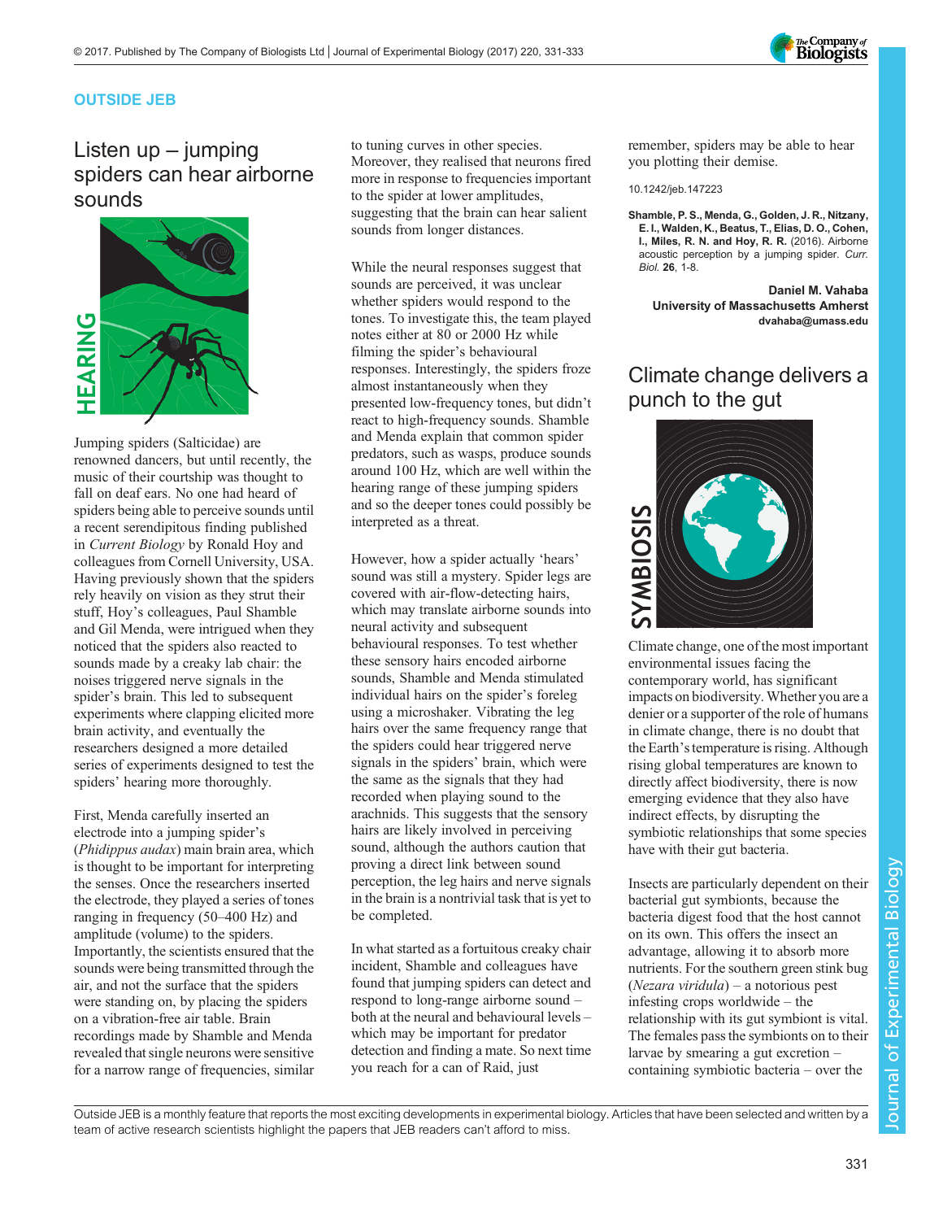## OUTSIDE JEB

# Listen up – jumping spiders can hear airborne sounds

HEARING

Jumping spiders (Salticidae) are renowned dancers, but until recently, the music of their courtship was thought to fall on deaf ears. No one had heard of spiders being able to perceive sounds until a recent serendipitous finding published in *Current Biology* by Ronald Hoy and colleagues from Cornell University, USA. Having previously shown that the spiders rely heavily on vision as they strut their stuff, Hoy's colleagues, Paul Shamble and Gil Menda, were intrigued when they noticed that the spiders also reacted to sounds made by a creaky lab chair: the noises triggered nerve signals in the spider's brain. This led to subsequent experiments where clapping elicited more brain activity, and eventually the researchers designed a more detailed series of experiments designed to test the spiders' hearing more thoroughly.

First, Menda carefully inserted an electrode into a jumping spider's (*Phidippus audax*) main brain area, which is thought to be important for interpreting the senses. Once the researchers inserted the electrode, they played a series of tones ranging in frequency (50–400 Hz) and amplitude (volume) to the spiders. Importantly, the scientists ensured that the sounds were being transmitted through the air, and not the surface that the spiders were standing on, by placing the spiders on a vibration-free air table. Brain recordings made by Shamble and Menda revealed that single neurons were sensitive for a narrow range of frequencies, similar to tuning curves in other species. Moreover, they realised that neurons fired more in response to frequencies important to the spider at lower amplitudes, suggesting that the brain can hear salient sounds from longer distances.

While the neural responses suggest that sounds are perceived, it was unclear whether spiders would respond to the tones. To investigate this, the team played notes either at 80 or 2000 Hz while filming the spider's behavioural responses. Interestingly, the spiders froze almost instantaneously when they presented low-frequency tones, but didn't react to high-frequency sounds. Shamble and Menda explain that common spider predators, such as wasps, produce sounds around 100 Hz, which are well within the hearing range of these jumping spiders and so the deeper tones could possibly be interpreted as a threat.

However, how a spider actually 'hears' sound was still a mystery. Spider legs are covered with air-flow-detecting hairs, which may translate airborne sounds into neural activity and subsequent behavioural responses. To test whether these sensory hairs encoded airborne sounds, Shamble and Menda stimulated individual hairs on the spider's foreleg using a microshaker. Vibrating the leg hairs over the same frequency range that the spiders could hear triggered nerve signals in the spiders' brain, which were the same as the signals that they had recorded when playing sound to the arachnids. This suggests that the sensory hairs are likely involved in perceiving sound, although the authors caution that proving a direct link between sound perception, the leg hairs and nerve signals in the brain is a nontrivial task that is yet to be completed.

In what started as a fortuitous creaky chair incident, Shamble and colleagues have found that jumping spiders can detect and respond to long-range airborne sound – both at the neural and behavioural levels – which may be important for predator detection and finding a mate. So next time you reach for a can of Raid, just remember, spiders may be able to hear you plotting their demise.

10.1242/jeb.147223

**Shamble, P. S., Menda, G., Golden, J. R., Nitzany, E. I., Walden, K., Beatus, T., Elias, D. O., Cohen, I., Miles, R. N. and Hoy, R. R.** (2016). Airborne acoustic perception by a jumping spider. *Curr. Biol.* **26**, 1-8.

**Daniel M. Vahaba**
**University of Massachusetts Amherst**
**dvahaba@umass.edu**

# Climate change delivers a punch to the gut

SYMBIOSIS

Climate change, one of the most important environmental issues facing the contemporary world, has significant impacts on biodiversity. Whether you are a denier or a supporter of the role of humans in climate change, there is no doubt that the Earth's temperature is rising. Although rising global temperatures are known to directly affect biodiversity, there is now emerging evidence that they also have indirect effects, by disrupting the symbiotic relationships that some species have with their gut bacteria.

Insects are particularly dependent on their bacterial gut symbionts, because the bacteria digest food that the host cannot on its own. This offers the insect an advantage, allowing it to absorb more nutrients. For the southern green stink bug (*Nezara viridula*) – a notorious pest infesting crops worldwide – the relationship with its gut symbiont is vital. The females pass the symbionts on to their larvae by smearing a gut excretion – containing symbiotic bacteria – over the

Outside JEB is a monthly feature that reports the most exciting developments in experimental biology. Articles that have been selected and written by a team of active research scientists highlight the papers that JEB readers can't afford to miss.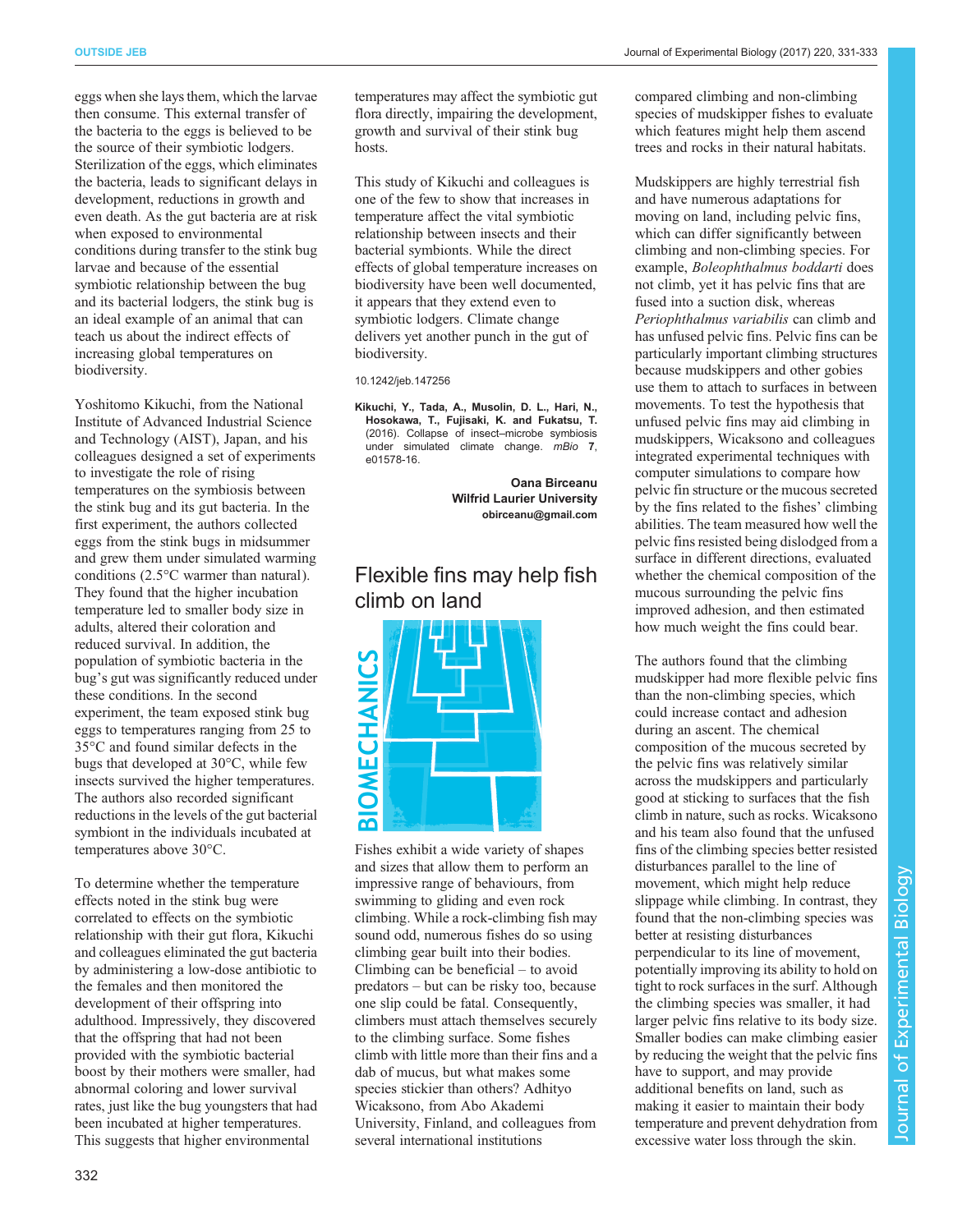eggs when she lays them, which the larvae then consume. This external transfer of the bacteria to the eggs is believed to be the source of their symbiotic lodgers. Sterilization of the eggs, which eliminates the bacteria, leads to significant delays in development, reductions in growth and even death. As the gut bacteria are at risk when exposed to environmental conditions during transfer to the stink bug larvae and because of the essential symbiotic relationship between the bug and its bacterial lodgers, the stink bug is an ideal example of an animal that can teach us about the indirect effects of increasing global temperatures on biodiversity.

Yoshitomo Kikuchi, from the National Institute of Advanced Industrial Science and Technology (AIST), Japan, and his colleagues designed a set of experiments to investigate the role of rising temperatures on the symbiosis between the stink bug and its gut bacteria. In the first experiment, the authors collected eggs from the stink bugs in midsummer and grew them under simulated warming conditions (2.5°C warmer than natural). They found that the higher incubation temperature led to smaller body size in adults, altered their coloration and reduced survival. In addition, the population of symbiotic bacteria in the bug's gut was significantly reduced under these conditions. In the second experiment, the team exposed stink bug eggs to temperatures ranging from 25 to 35°C and found similar defects in the bugs that developed at 30°C, while few insects survived the higher temperatures. The authors also recorded significant reductions in the levels of the gut bacterial symbiont in the individuals incubated at temperatures above 30°C.

To determine whether the temperature effects noted in the stink bug were correlated to effects on the symbiotic relationship with their gut flora, Kikuchi and colleagues eliminated the gut bacteria by administering a low-dose antibiotic to the females and then monitored the development of their offspring into adulthood. Impressively, they discovered that the offspring that had not been provided with the symbiotic bacterial boost by their mothers were smaller, had abnormal coloring and lower survival rates, just like the bug youngsters that had been incubated at higher temperatures. This suggests that higher environmental temperatures may affect the symbiotic gut flora directly, impairing the development, growth and survival of their stink bug hosts.

This study of Kikuchi and colleagues is one of the few to show that increases in temperature affect the vital symbiotic relationship between insects and their bacterial symbionts. While the direct effects of global temperature increases on biodiversity have been well documented, it appears that they extend even to symbiotic lodgers. Climate change delivers yet another punch in the gut of biodiversity.

10.1242/jeb.147256

**Kikuchi, Y., Tada, A., Musolin, D. L., Hari, N., Hosokawa, T., Fujisaki, K. and Fukatsu, T.** (2016). Collapse of insect–microbe symbiosis under simulated climate change. *mBio* **7**, e01578-16.

**Oana Birceanu**
**Wilfrid Laurier University**
**obirceanu@gmail.com**

# Flexible fins may help fish climb on land

BIOMECHANICS

Fishes exhibit a wide variety of shapes and sizes that allow them to perform an impressive range of behaviours, from swimming to gliding and even rock climbing. While a rock-climbing fish may sound odd, numerous fishes do so using climbing gear built into their bodies. Climbing can be beneficial – to avoid predators – but can be risky too, because one slip could be fatal. Consequently, climbers must attach themselves securely to the climbing surface. Some fishes climb with little more than their fins and a dab of mucus, but what makes some species stickier than others? Adhityo Wicaksono, from Abo Akademi University, Finland, and colleagues from several international institutions compared climbing and non-climbing species of mudskipper fishes to evaluate which features might help them ascend trees and rocks in their natural habitats.

Mudskippers are highly terrestrial fish and have numerous adaptations for moving on land, including pelvic fins, which can differ significantly between climbing and non-climbing species. For example, *Boleophthalmus boddarti* does not climb, yet it has pelvic fins that are fused into a suction disk, whereas *Periophthalmus variabilis* can climb and has unfused pelvic fins. Pelvic fins can be particularly important climbing structures because mudskippers and other gobies use them to attach to surfaces in between movements. To test the hypothesis that unfused pelvic fins may aid climbing in mudskippers, Wicaksono and colleagues integrated experimental techniques with computer simulations to compare how pelvic fin structure or the mucous secreted by the fins related to the fishes' climbing abilities. The team measured how well the pelvic fins resisted being dislodged from a surface in different directions, evaluated whether the chemical composition of the mucous surrounding the pelvic fins improved adhesion, and then estimated how much weight the fins could bear.

The authors found that the climbing mudskipper had more flexible pelvic fins than the non-climbing species, which could increase contact and adhesion during an ascent. The chemical composition of the mucous secreted by the pelvic fins was relatively similar across the mudskippers and particularly good at sticking to surfaces that the fish climb in nature, such as rocks. Wicaksono and his team also found that the unfused fins of the climbing species better resisted disturbances parallel to the line of movement, which might help reduce slippage while climbing. In contrast, they found that the non-climbing species was better at resisting disturbances perpendicular to its line of movement, potentially improving its ability to hold on tight to rock surfaces in the surf. Although the climbing species was smaller, it had larger pelvic fins relative to its body size. Smaller bodies can make climbing easier by reducing the weight that the pelvic fins have to support, and may provide additional benefits on land, such as making it easier to maintain their body temperature and prevent dehydration from excessive water loss through the skin.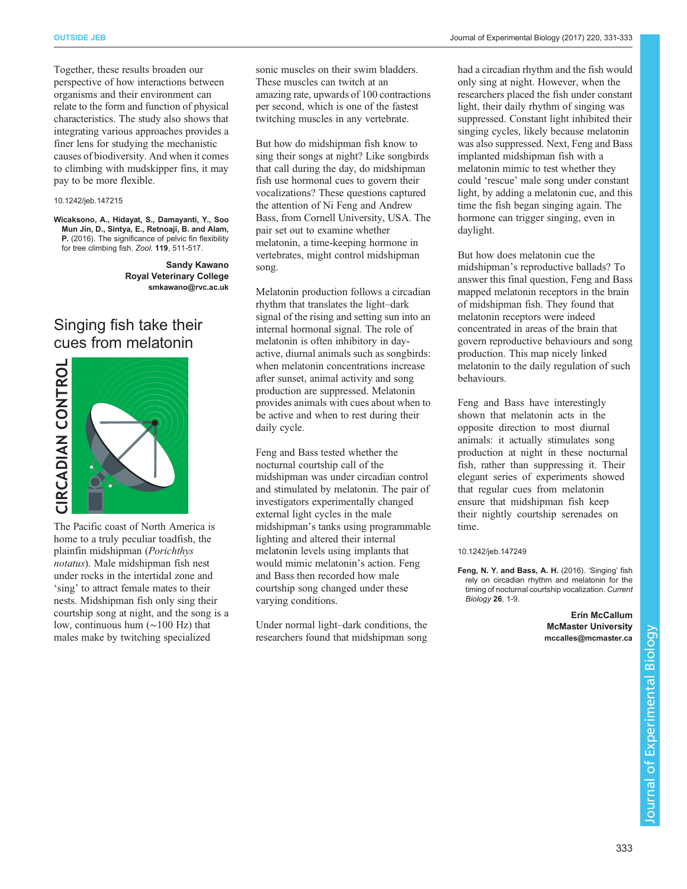Together, these results broaden our perspective of how interactions between organisms and their environment can relate to the form and function of physical characteristics. The study also shows that integrating various approaches provides a finer lens for studying the mechanistic causes of biodiversity. And when it comes to climbing with mudskipper fins, it may pay to be more flexible.

10.1242/jeb.147215

**Wicaksono, A., Hidayat, S., Damayanti, Y., Soo Mun Jin, D., Sintya, E., Retnoaji, B. and Alam, P.** (2016). The significance of pelvic fin flexibility for tree climbing fish. *Zool.* **119**, 511-517.

**Sandy Kawano**
**Royal Veterinary College**
**smkawano@rvc.ac.uk**

## Singing fish take their cues from melatonin

CIRCADIAN CONTROL

The Pacific coast of North America is home to a truly peculiar toadfish, the plainfin midshipman (*Porichthys notatus*). Male midshipman fish nest under rocks in the intertidal zone and 'sing' to attract female mates to their nests. Midshipman fish only sing their courtship song at night, and the song is a low, continuous hum (∼100 Hz) that males make by twitching specialized sonic muscles on their swim bladders. These muscles can twitch at an amazing rate, upwards of 100 contractions per second, which is one of the fastest twitching muscles in any vertebrate.

But how do midshipman fish know to sing their songs at night? Like songbirds that call during the day, do midshipman fish use hormonal cues to govern their vocalizations? These questions captured the attention of Ni Feng and Andrew Bass, from Cornell University, USA. The pair set out to examine whether melatonin, a time-keeping hormone in vertebrates, might control midshipman song.

Melatonin production follows a circadian rhythm that translates the light–dark signal of the rising and setting sun into an internal hormonal signal. The role of melatonin is often inhibitory in day-active, diurnal animals such as songbirds: when melatonin concentrations increase after sunset, animal activity and song production are suppressed. Melatonin provides animals with cues about when to be active and when to rest during their daily cycle.

Feng and Bass tested whether the nocturnal courtship call of the midshipman was under circadian control and stimulated by melatonin. The pair of investigators experimentally changed external light cycles in the male midshipman's tanks using programmable lighting and altered their internal melatonin levels using implants that would mimic melatonin's action. Feng and Bass then recorded how male courtship song changed under these varying conditions.

Under normal light–dark conditions, the researchers found that midshipman song had a circadian rhythm and the fish would only sing at night. However, when the researchers placed the fish under constant light, their daily rhythm of singing was suppressed. Constant light inhibited their singing cycles, likely because melatonin was also suppressed. Next, Feng and Bass implanted midshipman fish with a melatonin mimic to test whether they could 'rescue' male song under constant light, by adding a melatonin cue, and this time the fish began singing again. The hormone can trigger singing, even in daylight.

But how does melatonin cue the midshipman's reproductive ballads? To answer this final question, Feng and Bass mapped melatonin receptors in the brain of midshipman fish. They found that melatonin receptors were indeed concentrated in areas of the brain that govern reproductive behaviours and song production. This map nicely linked melatonin to the daily regulation of such behaviours.

Feng and Bass have interestingly shown that melatonin acts in the opposite direction to most diurnal animals: it actually stimulates song production at night in these nocturnal fish, rather than suppressing it. Their elegant series of experiments showed that regular cues from melatonin ensure that midshipman fish keep their nightly courtship serenades on time.

10.1242/jeb.147249

**Feng, N. Y. and Bass, A. H.** (2016). 'Singing' fish rely on circadian rhythm and melatonin for the timing of nocturnal courtship vocalization. *Current Biology* **26**, 1-9.

**Erin McCallum**
**McMaster University**
**mccalles@mcmaster.ca**